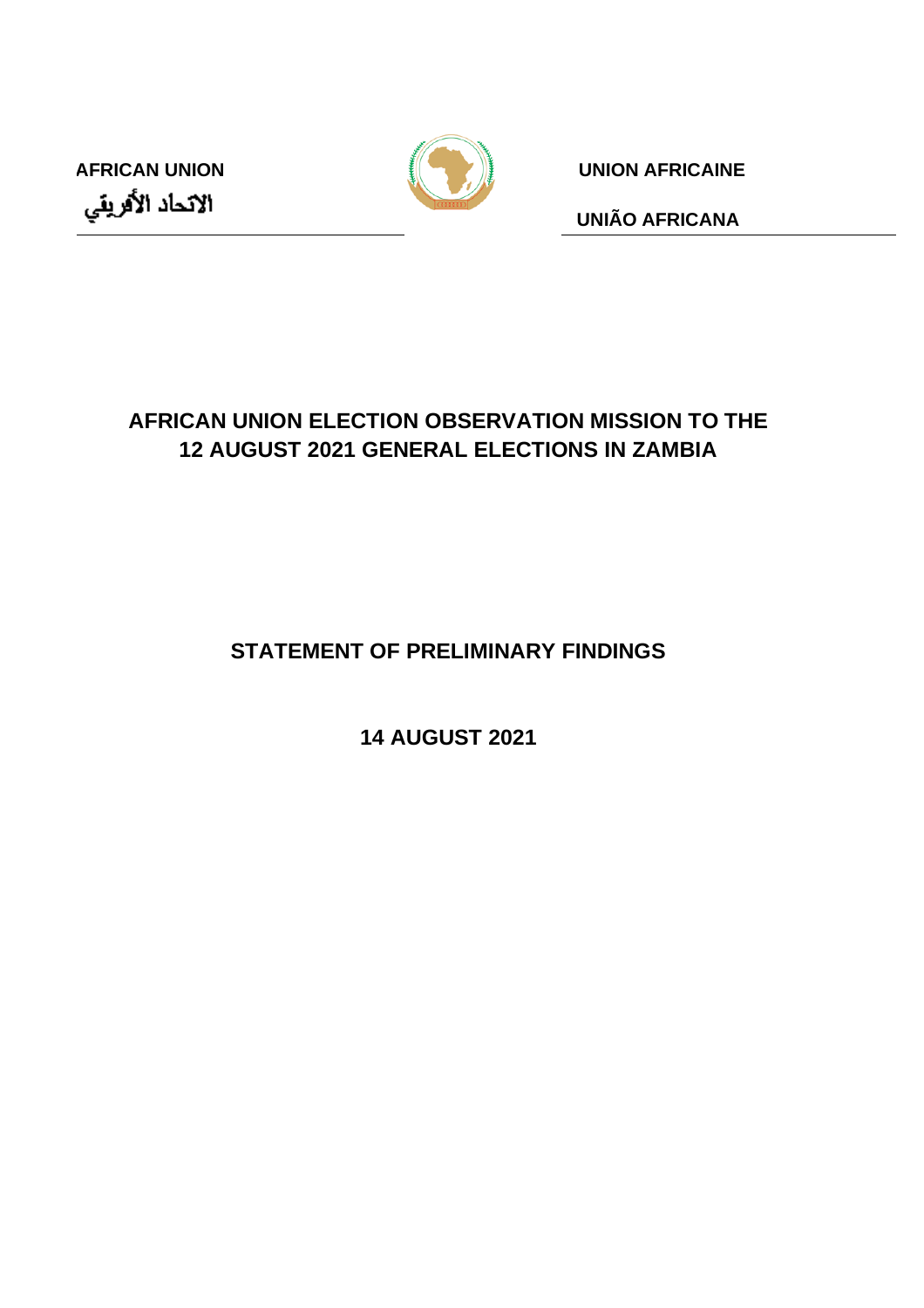AFRICAN UNION

الاتحاد الأفريقي

UNION AFRICAINE

UNIÃO AFRICANA

# AFRICAN UNION ELECTION OBSERVATION MISSION TO THE 12 AUGUST 2021 GENERAL ELECTIONS IN ZAMBIA

## STATEMENT OF PRELIMINARY FINDINGS

**14 AUGUST 2021**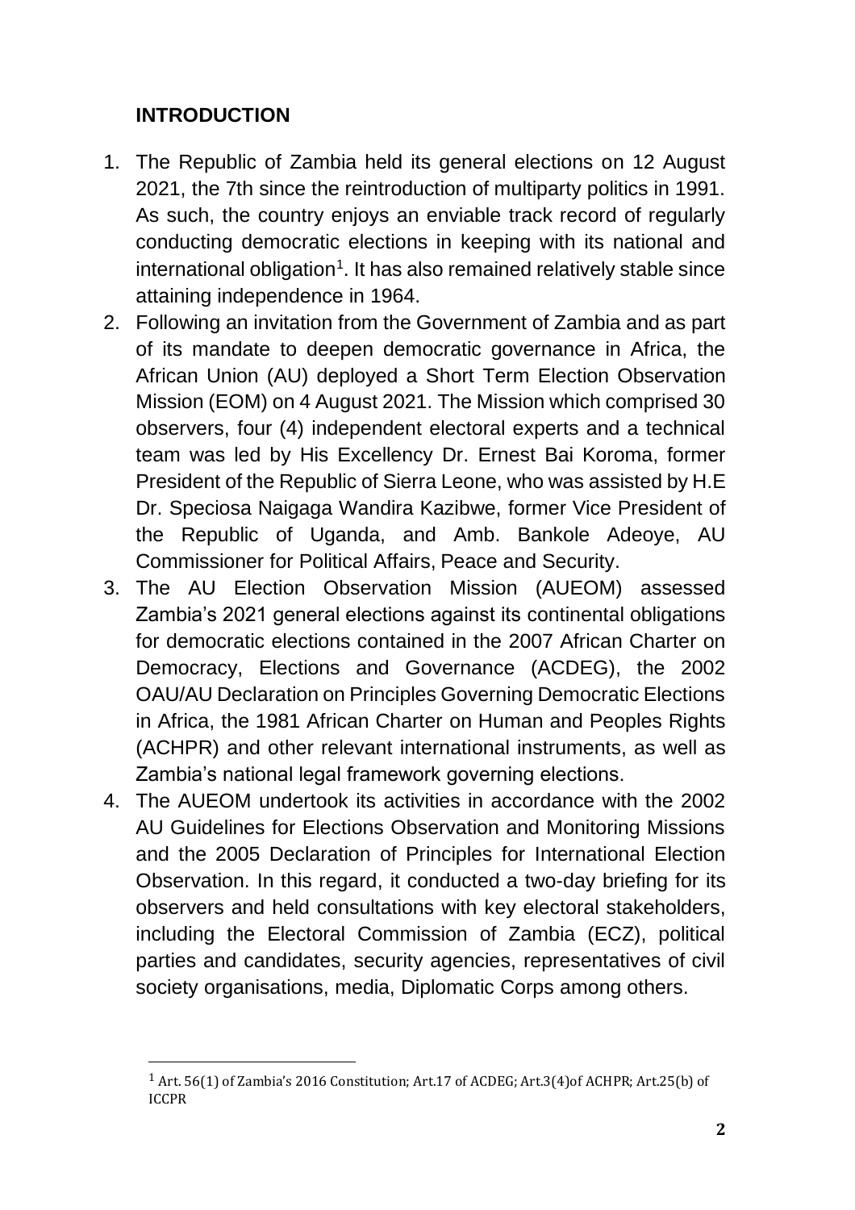## INTRODUCTION

1. The Republic of Zambia held its general elections on 12 August 2021, the 7th since the reintroduction of multiparty politics in 1991. As such, the country enjoys an enviable track record of regularly conducting democratic elections in keeping with its national and international obligation[1]. It has also remained relatively stable since attaining independence in 1964.
2. Following an invitation from the Government of Zambia and as part of its mandate to deepen democratic governance in Africa, the African Union (AU) deployed a Short Term Election Observation Mission (EOM) on 4 August 2021. The Mission which comprised 30 observers, four (4) independent electoral experts and a technical team was led by His Excellency Dr. Ernest Bai Koroma, former President of the Republic of Sierra Leone, who was assisted by H.E Dr. Speciosa Naigaga Wandira Kazibwe, former Vice President of the Republic of Uganda, and Amb. Bankole Adeoye, AU Commissioner for Political Affairs, Peace and Security.
3. The AU Election Observation Mission (AUEOM) assessed Zambia's 2021 general elections against its continental obligations for democratic elections contained in the 2007 African Charter on Democracy, Elections and Governance (ACDEG), the 2002 OAU/AU Declaration on Principles Governing Democratic Elections in Africa, the 1981 African Charter on Human and Peoples Rights (ACHPR) and other relevant international instruments, as well as Zambia's national legal framework governing elections.
4. The AUEOM undertook its activities in accordance with the 2002 AU Guidelines for Elections Observation and Monitoring Missions and the 2005 Declaration of Principles for International Election Observation. In this regard, it conducted a two-day briefing for its observers and held consultations with key electoral stakeholders, including the Electoral Commission of Zambia (ECZ), political parties and candidates, security agencies, representatives of civil society organisations, media, Diplomatic Corps among others.

---

[1] Art. 56(1) of Zambia's 2016 Constitution; Art.17 of ACDEG; Art.3(4)of ACHPR; Art.25(b) of ICCPR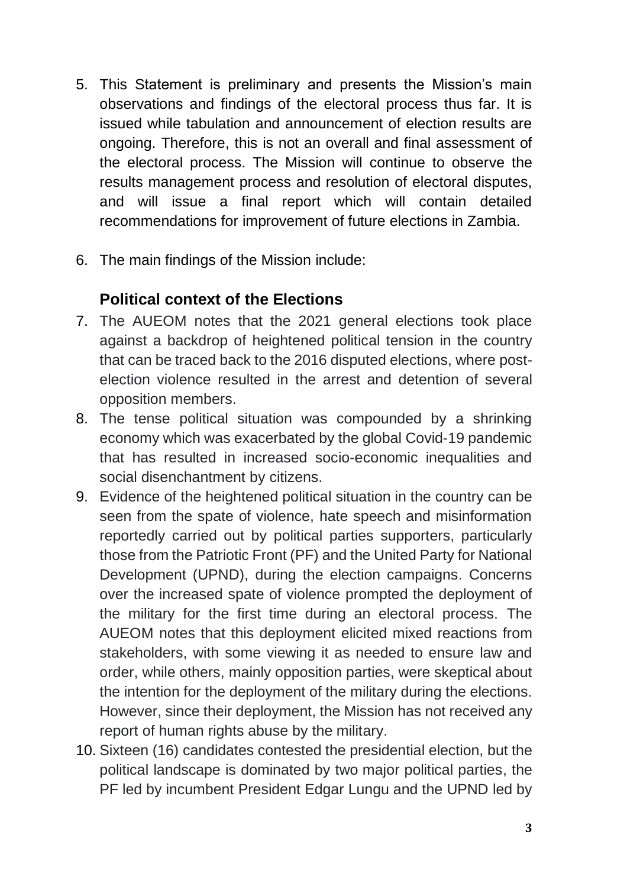5. This Statement is preliminary and presents the Mission's main observations and findings of the electoral process thus far. It is issued while tabulation and announcement of election results are ongoing. Therefore, this is not an overall and final assessment of the electoral process. The Mission will continue to observe the results management process and resolution of electoral disputes, and will issue a final report which will contain detailed recommendations for improvement of future elections in Zambia.

6. The main findings of the Mission include:

### Political context of the Elections

7. The AUEOM notes that the 2021 general elections took place against a backdrop of heightened political tension in the country that can be traced back to the 2016 disputed elections, where post-election violence resulted in the arrest and detention of several opposition members.
8. The tense political situation was compounded by a shrinking economy which was exacerbated by the global Covid-19 pandemic that has resulted in increased socio-economic inequalities and social disenchantment by citizens.
9. Evidence of the heightened political situation in the country can be seen from the spate of violence, hate speech and misinformation reportedly carried out by political parties supporters, particularly those from the Patriotic Front (PF) and the United Party for National Development (UPND), during the election campaigns. Concerns over the increased spate of violence prompted the deployment of the military for the first time during an electoral process. The AUEOM notes that this deployment elicited mixed reactions from stakeholders, with some viewing it as needed to ensure law and order, while others, mainly opposition parties, were skeptical about the intention for the deployment of the military during the elections. However, since their deployment, the Mission has not received any report of human rights abuse by the military.
10. Sixteen (16) candidates contested the presidential election, but the political landscape is dominated by two major political parties, the PF led by incumbent President Edgar Lungu and the UPND led by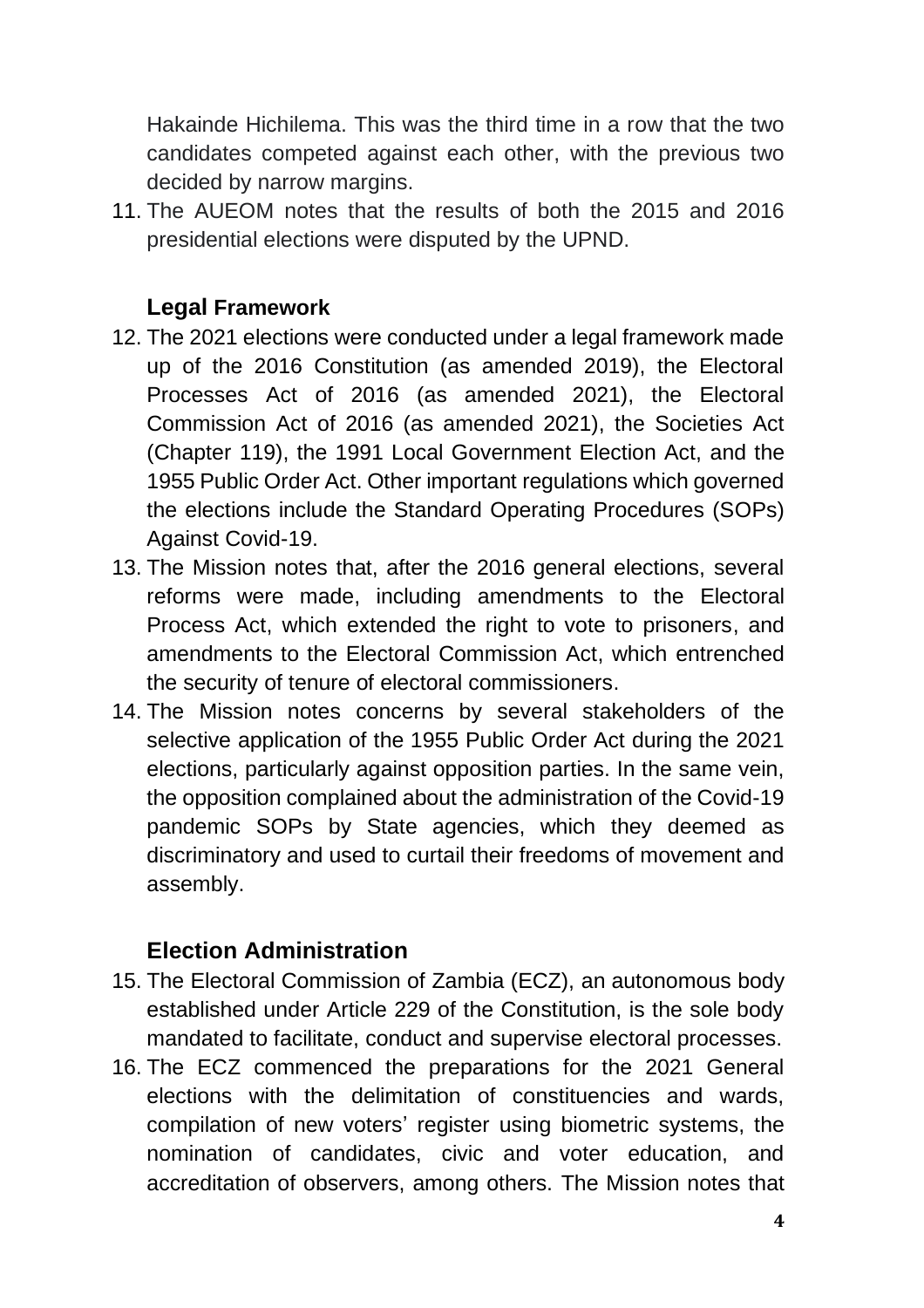Hakainde Hichilema. This was the third time in a row that the two candidates competed against each other, with the previous two decided by narrow margins.

11. The AUEOM notes that the results of both the 2015 and 2016 presidential elections were disputed by the UPND.

## Legal Framework

12. The 2021 elections were conducted under a legal framework made up of the 2016 Constitution (as amended 2019), the Electoral Processes Act of 2016 (as amended 2021), the Electoral Commission Act of 2016 (as amended 2021), the Societies Act (Chapter 119), the 1991 Local Government Election Act, and the 1955 Public Order Act. Other important regulations which governed the elections include the Standard Operating Procedures (SOPs) Against Covid-19.
13. The Mission notes that, after the 2016 general elections, several reforms were made, including amendments to the Electoral Process Act, which extended the right to vote to prisoners, and amendments to the Electoral Commission Act, which entrenched the security of tenure of electoral commissioners.
14. The Mission notes concerns by several stakeholders of the selective application of the 1955 Public Order Act during the 2021 elections, particularly against opposition parties. In the same vein, the opposition complained about the administration of the Covid-19 pandemic SOPs by State agencies, which they deemed as discriminatory and used to curtail their freedoms of movement and assembly.

## Election Administration

15. The Electoral Commission of Zambia (ECZ), an autonomous body established under Article 229 of the Constitution, is the sole body mandated to facilitate, conduct and supervise electoral processes.
16. The ECZ commenced the preparations for the 2021 General elections with the delimitation of constituencies and wards, compilation of new voters' register using biometric systems, the nomination of candidates, civic and voter education, and accreditation of observers, among others. The Mission notes that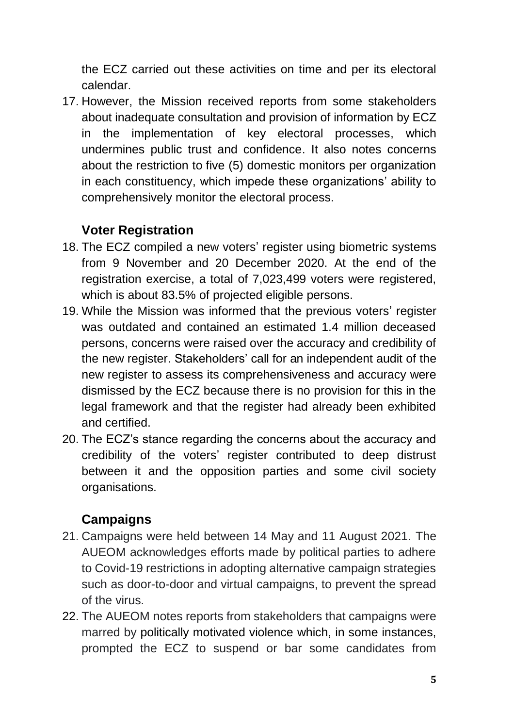the ECZ carried out these activities on time and per its electoral calendar.

17. However, the Mission received reports from some stakeholders about inadequate consultation and provision of information by ECZ in the implementation of key electoral processes, which undermines public trust and confidence. It also notes concerns about the restriction to five (5) domestic monitors per organization in each constituency, which impede these organizations' ability to comprehensively monitor the electoral process.

### Voter Registration

18. The ECZ compiled a new voters' register using biometric systems from 9 November and 20 December 2020. At the end of the registration exercise, a total of 7,023,499 voters were registered, which is about 83.5% of projected eligible persons.
19. While the Mission was informed that the previous voters' register was outdated and contained an estimated 1.4 million deceased persons, concerns were raised over the accuracy and credibility of the new register. Stakeholders' call for an independent audit of the new register to assess its comprehensiveness and accuracy were dismissed by the ECZ because there is no provision for this in the legal framework and that the register had already been exhibited and certified.
20. The ECZ's stance regarding the concerns about the accuracy and credibility of the voters' register contributed to deep distrust between it and the opposition parties and some civil society organisations.

### Campaigns

21. Campaigns were held between 14 May and 11 August 2021. The AUEOM acknowledges efforts made by political parties to adhere to Covid-19 restrictions in adopting alternative campaign strategies such as door-to-door and virtual campaigns, to prevent the spread of the virus.
22. The AUEOM notes reports from stakeholders that campaigns were marred by politically motivated violence which, in some instances, prompted the ECZ to suspend or bar some candidates from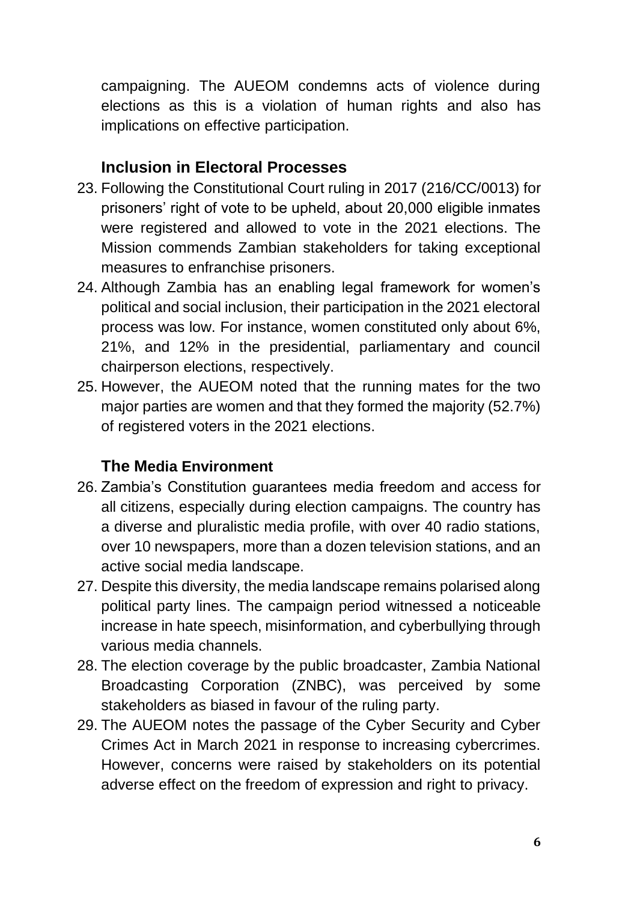campaigning. The AUEOM condemns acts of violence during elections as this is a violation of human rights and also has implications on effective participation.

### Inclusion in Electoral Processes

23. Following the Constitutional Court ruling in 2017 (216/CC/0013) for prisoners' right of vote to be upheld, about 20,000 eligible inmates were registered and allowed to vote in the 2021 elections. The Mission commends Zambian stakeholders for taking exceptional measures to enfranchise prisoners.
24. Although Zambia has an enabling legal framework for women's political and social inclusion, their participation in the 2021 electoral process was low. For instance, women constituted only about 6%, 21%, and 12% in the presidential, parliamentary and council chairperson elections, respectively.
25. However, the AUEOM noted that the running mates for the two major parties are women and that they formed the majority (52.7%) of registered voters in the 2021 elections.

### The Media Environment

26. Zambia's Constitution guarantees media freedom and access for all citizens, especially during election campaigns. The country has a diverse and pluralistic media profile, with over 40 radio stations, over 10 newspapers, more than a dozen television stations, and an active social media landscape.
27. Despite this diversity, the media landscape remains polarised along political party lines. The campaign period witnessed a noticeable increase in hate speech, misinformation, and cyberbullying through various media channels.
28. The election coverage by the public broadcaster, Zambia National Broadcasting Corporation (ZNBC), was perceived by some stakeholders as biased in favour of the ruling party.
29. The AUEOM notes the passage of the Cyber Security and Cyber Crimes Act in March 2021 in response to increasing cybercrimes. However, concerns were raised by stakeholders on its potential adverse effect on the freedom of expression and right to privacy.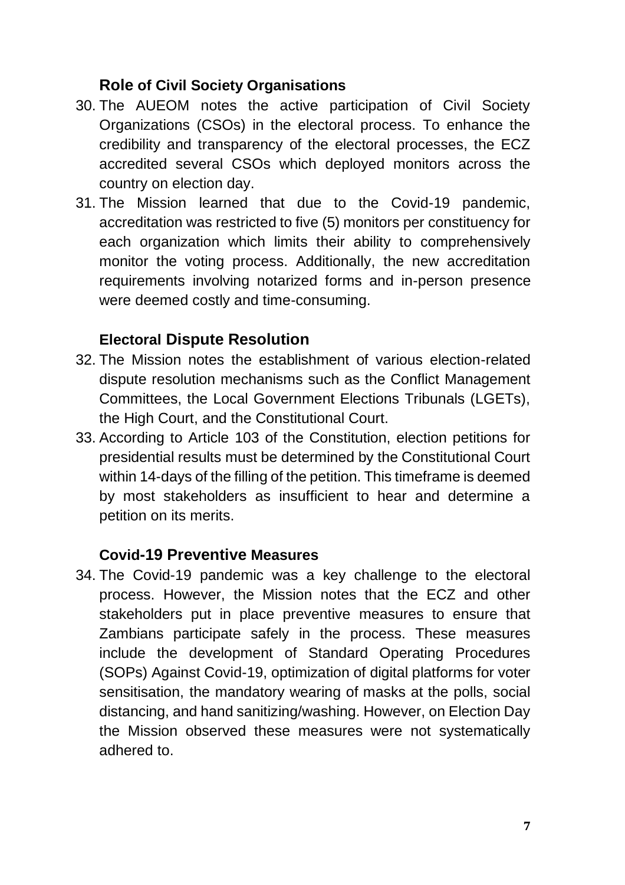### Role of Civil Society Organisations

30. The AUEOM notes the active participation of Civil Society Organizations (CSOs) in the electoral process. To enhance the credibility and transparency of the electoral processes, the ECZ accredited several CSOs which deployed monitors across the country on election day.
31. The Mission learned that due to the Covid-19 pandemic, accreditation was restricted to five (5) monitors per constituency for each organization which limits their ability to comprehensively monitor the voting process. Additionally, the new accreditation requirements involving notarized forms and in-person presence were deemed costly and time-consuming.

### Electoral Dispute Resolution

32. The Mission notes the establishment of various election-related dispute resolution mechanisms such as the Conflict Management Committees, the Local Government Elections Tribunals (LGETs), the High Court, and the Constitutional Court.
33. According to Article 103 of the Constitution, election petitions for presidential results must be determined by the Constitutional Court within 14-days of the filling of the petition. This timeframe is deemed by most stakeholders as insufficient to hear and determine a petition on its merits.

### Covid-19 Preventive Measures

34. The Covid-19 pandemic was a key challenge to the electoral process. However, the Mission notes that the ECZ and other stakeholders put in place preventive measures to ensure that Zambians participate safely in the process. These measures include the development of Standard Operating Procedures (SOPs) Against Covid-19, optimization of digital platforms for voter sensitisation, the mandatory wearing of masks at the polls, social distancing, and hand sanitizing/washing. However, on Election Day the Mission observed these measures were not systematically adhered to.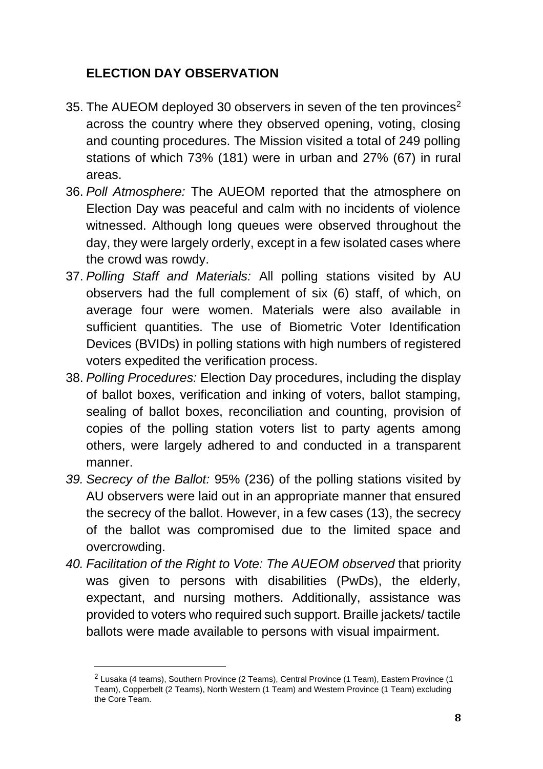## ELECTION DAY OBSERVATION

35. The AUEOM deployed 30 observers in seven of the ten provinces[2] across the country where they observed opening, voting, closing and counting procedures. The Mission visited a total of 249 polling stations of which 73% (181) were in urban and 27% (67) in rural areas.

36. *Poll Atmosphere:* The AUEOM reported that the atmosphere on Election Day was peaceful and calm with no incidents of violence witnessed. Although long queues were observed throughout the day, they were largely orderly, except in a few isolated cases where the crowd was rowdy.

37. *Polling Staff and Materials:* All polling stations visited by AU observers had the full complement of six (6) staff, of which, on average four were women. Materials were also available in sufficient quantities. The use of Biometric Voter Identification Devices (BVIDs) in polling stations with high numbers of registered voters expedited the verification process.

38. *Polling Procedures:* Election Day procedures, including the display of ballot boxes, verification and inking of voters, ballot stamping, sealing of ballot boxes, reconciliation and counting, provision of copies of the polling station voters list to party agents among others, were largely adhered to and conducted in a transparent manner.

39. *Secrecy of the Ballot:* 95% (236) of the polling stations visited by AU observers were laid out in an appropriate manner that ensured the secrecy of the ballot. However, in a few cases (13), the secrecy of the ballot was compromised due to the limited space and overcrowding.

40. *Facilitation of the Right to Vote: The AUEOM observed* that priority was given to persons with disabilities (PwDs), the elderly, expectant, and nursing mothers. Additionally, assistance was provided to voters who required such support. Braille jackets/ tactile ballots were made available to persons with visual impairment.

---

[2] Lusaka (4 teams), Southern Province (2 Teams), Central Province (1 Team), Eastern Province (1 Team), Copperbelt (2 Teams), North Western (1 Team) and Western Province (1 Team) excluding the Core Team.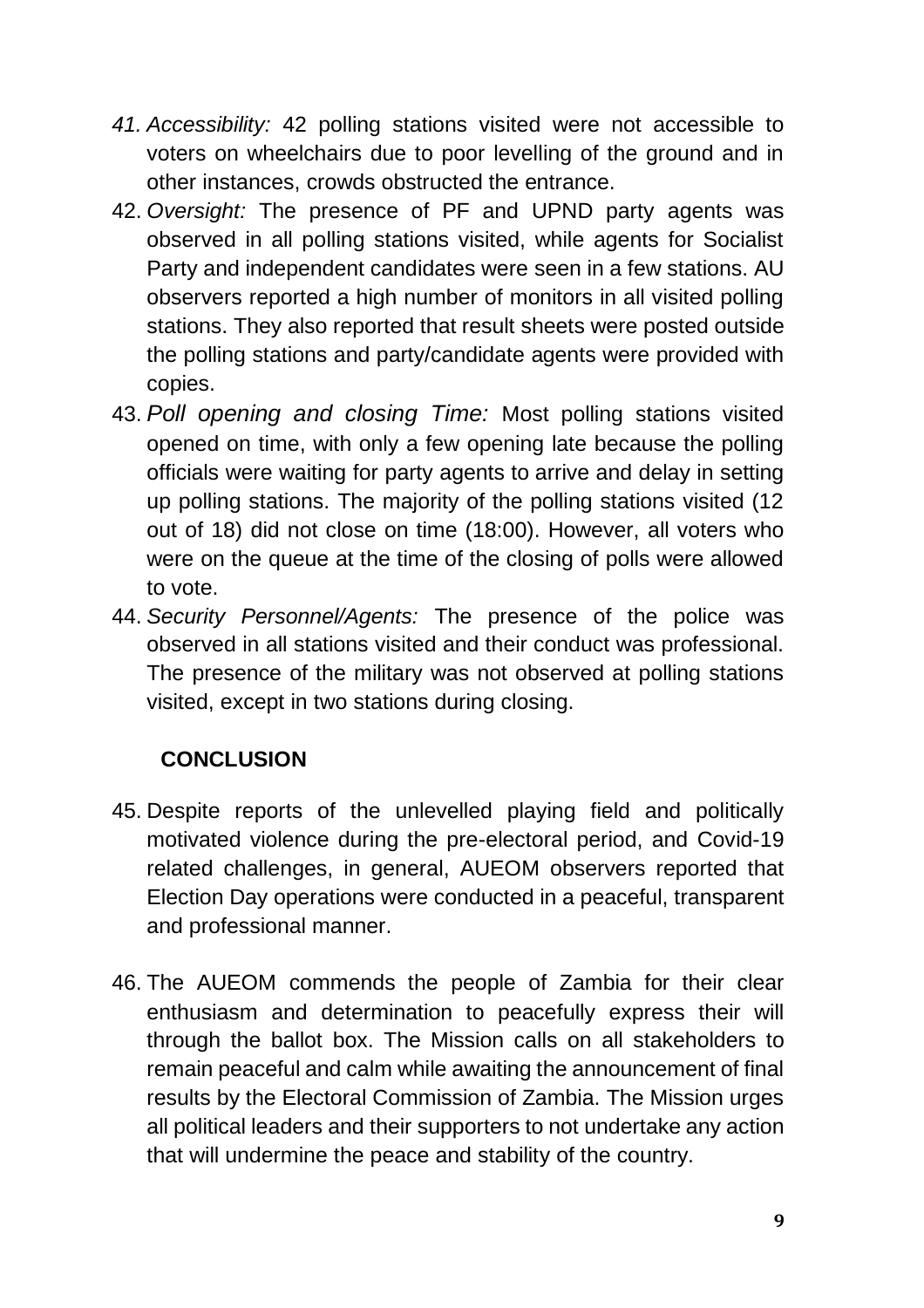41. *Accessibility:* 42 polling stations visited were not accessible to voters on wheelchairs due to poor levelling of the ground and in other instances, crowds obstructed the entrance.
42. *Oversight:* The presence of PF and UPND party agents was observed in all polling stations visited, while agents for Socialist Party and independent candidates were seen in a few stations. AU observers reported a high number of monitors in all visited polling stations. They also reported that result sheets were posted outside the polling stations and party/candidate agents were provided with copies.
43. *Poll opening and closing Time:* Most polling stations visited opened on time, with only a few opening late because the polling officials were waiting for party agents to arrive and delay in setting up polling stations. The majority of the polling stations visited (12 out of 18) did not close on time (18:00). However, all voters who were on the queue at the time of the closing of polls were allowed to vote.
44. *Security Personnel/Agents:* The presence of the police was observed in all stations visited and their conduct was professional. The presence of the military was not observed at polling stations visited, except in two stations during closing.

## CONCLUSION

45. Despite reports of the unlevelled playing field and politically motivated violence during the pre-electoral period, and Covid-19 related challenges, in general, AUEOM observers reported that Election Day operations were conducted in a peaceful, transparent and professional manner.

46. The AUEOM commends the people of Zambia for their clear enthusiasm and determination to peacefully express their will through the ballot box. The Mission calls on all stakeholders to remain peaceful and calm while awaiting the announcement of final results by the Electoral Commission of Zambia. The Mission urges all political leaders and their supporters to not undertake any action that will undermine the peace and stability of the country.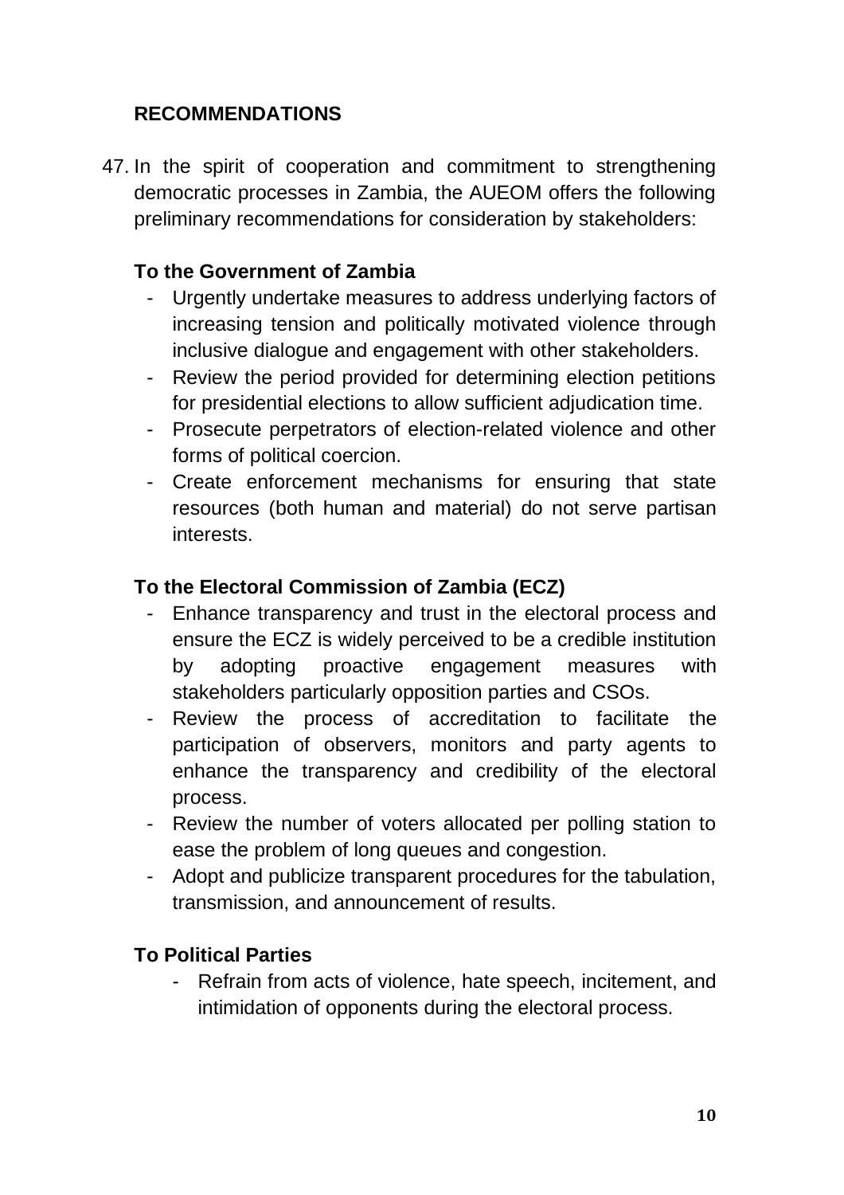## RECOMMENDATIONS

47. In the spirit of cooperation and commitment to strengthening democratic processes in Zambia, the AUEOM offers the following preliminary recommendations for consideration by stakeholders:

### To the Government of Zambia

- Urgently undertake measures to address underlying factors of increasing tension and politically motivated violence through inclusive dialogue and engagement with other stakeholders.
- Review the period provided for determining election petitions for presidential elections to allow sufficient adjudication time.
- Prosecute perpetrators of election-related violence and other forms of political coercion.
- Create enforcement mechanisms for ensuring that state resources (both human and material) do not serve partisan interests.

### To the Electoral Commission of Zambia (ECZ)

- Enhance transparency and trust in the electoral process and ensure the ECZ is widely perceived to be a credible institution by adopting proactive engagement measures with stakeholders particularly opposition parties and CSOs.
- Review the process of accreditation to facilitate the participation of observers, monitors and party agents to enhance the transparency and credibility of the electoral process.
- Review the number of voters allocated per polling station to ease the problem of long queues and congestion.
- Adopt and publicize transparent procedures for the tabulation, transmission, and announcement of results.

### To Political Parties

- Refrain from acts of violence, hate speech, incitement, and intimidation of opponents during the electoral process.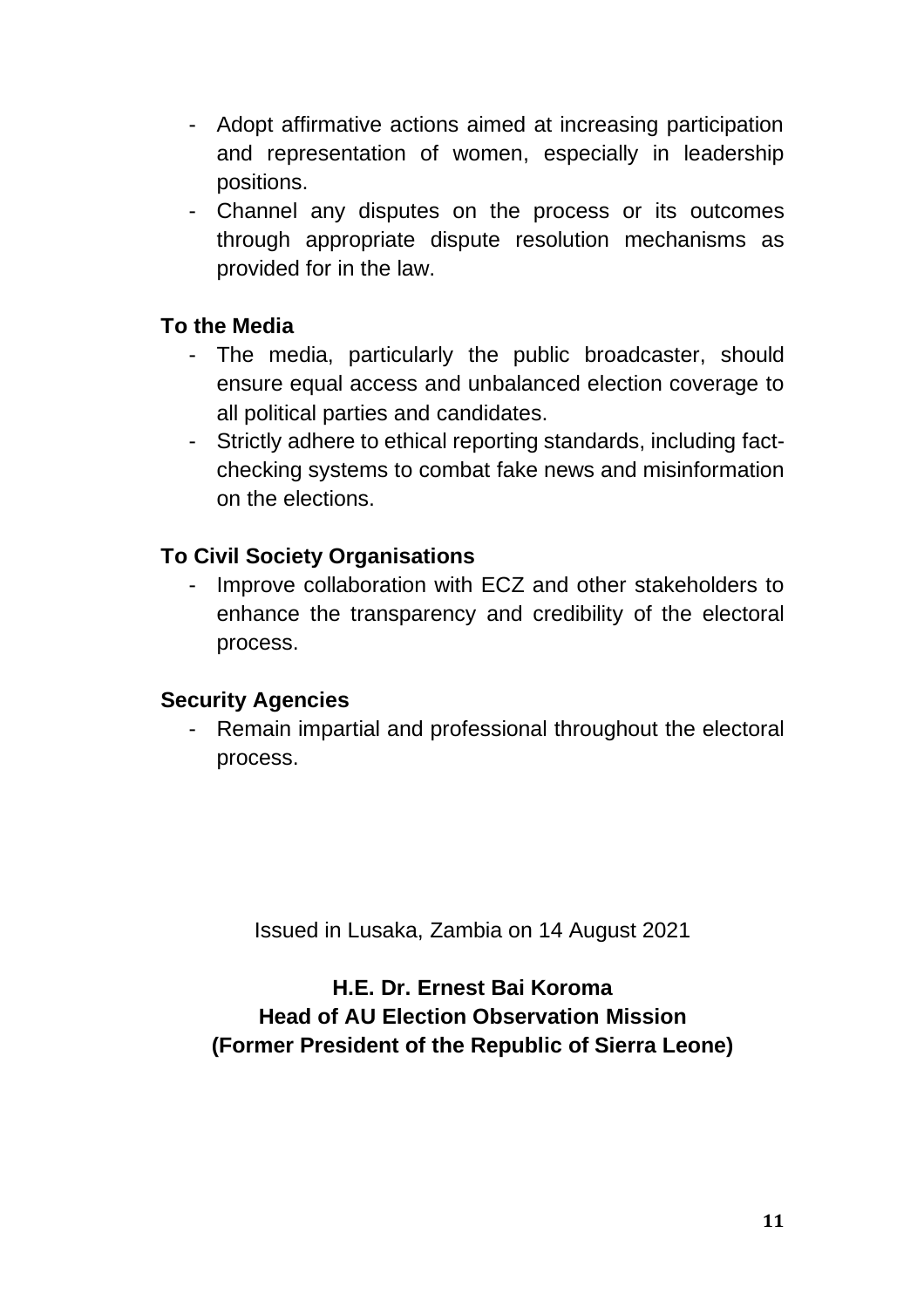- Adopt affirmative actions aimed at increasing participation and representation of women, especially in leadership positions.
- Channel any disputes on the process or its outcomes through appropriate dispute resolution mechanisms as provided for in the law.

**To the Media**

- The media, particularly the public broadcaster, should ensure equal access and unbalanced election coverage to all political parties and candidates.
- Strictly adhere to ethical reporting standards, including fact-checking systems to combat fake news and misinformation on the elections.

**To Civil Society Organisations**

- Improve collaboration with ECZ and other stakeholders to enhance the transparency and credibility of the electoral process.

**Security Agencies**

- Remain impartial and professional throughout the electoral process.

Issued in Lusaka, Zambia on 14 August 2021

**H.E. Dr. Ernest Bai Koroma**
**Head of AU Election Observation Mission**
**(Former President of the Republic of Sierra Leone)**